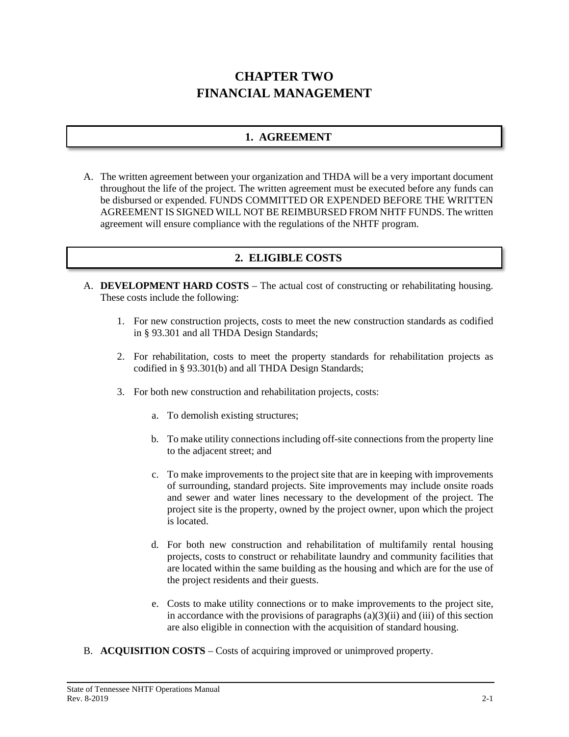# CHAPTER TWO
# FINANCIAL MANAGEMENT

## 1. AGREEMENT

A. The written agreement between your organization and THDA will be a very important document throughout the life of the project. The written agreement must be executed before any funds can be disbursed or expended. FUNDS COMMITTED OR EXPENDED BEFORE THE WRITTEN AGREEMENT IS SIGNED WILL NOT BE REIMBURSED FROM NHTF FUNDS. The written agreement will ensure compliance with the regulations of the NHTF program.

## 2. ELIGIBLE COSTS

A. **DEVELOPMENT HARD COSTS** – The actual cost of constructing or rehabilitating housing. These costs include the following:

   1. For new construction projects, costs to meet the new construction standards as codified in § 93.301 and all THDA Design Standards;

   2. For rehabilitation, costs to meet the property standards for rehabilitation projects as codified in § 93.301(b) and all THDA Design Standards;

   3. For both new construction and rehabilitation projects, costs:

      a. To demolish existing structures;

      b. To make utility connections including off-site connections from the property line to the adjacent street; and

      c. To make improvements to the project site that are in keeping with improvements of surrounding, standard projects. Site improvements may include onsite roads and sewer and water lines necessary to the development of the project. The project site is the property, owned by the project owner, upon which the project is located.

      d. For both new construction and rehabilitation of multifamily rental housing projects, costs to construct or rehabilitate laundry and community facilities that are located within the same building as the housing and which are for the use of the project residents and their guests.

      e. Costs to make utility connections or to make improvements to the project site, in accordance with the provisions of paragraphs (a)(3)(ii) and (iii) of this section are also eligible in connection with the acquisition of standard housing.

B. **ACQUISITION COSTS** – Costs of acquiring improved or unimproved property.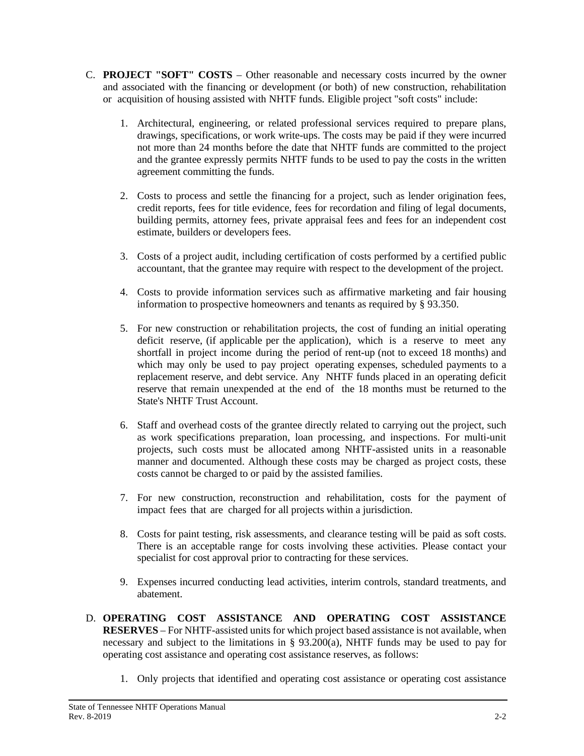C. **PROJECT "SOFT" COSTS** – Other reasonable and necessary costs incurred by the owner and associated with the financing or development (or both) of new construction, rehabilitation or acquisition of housing assisted with NHTF funds. Eligible project "soft costs" include:

   1. Architectural, engineering, or related professional services required to prepare plans, drawings, specifications, or work write-ups. The costs may be paid if they were incurred not more than 24 months before the date that NHTF funds are committed to the project and the grantee expressly permits NHTF funds to be used to pay the costs in the written agreement committing the funds.

   2. Costs to process and settle the financing for a project, such as lender origination fees, credit reports, fees for title evidence, fees for recordation and filing of legal documents, building permits, attorney fees, private appraisal fees and fees for an independent cost estimate, builders or developers fees.

   3. Costs of a project audit, including certification of costs performed by a certified public accountant, that the grantee may require with respect to the development of the project.

   4. Costs to provide information services such as affirmative marketing and fair housing information to prospective homeowners and tenants as required by § 93.350.

   5. For new construction or rehabilitation projects, the cost of funding an initial operating deficit reserve, (if applicable per the application), which is a reserve to meet any shortfall in project income during the period of rent-up (not to exceed 18 months) and which may only be used to pay project operating expenses, scheduled payments to a replacement reserve, and debt service. Any NHTF funds placed in an operating deficit reserve that remain unexpended at the end of the 18 months must be returned to the State's NHTF Trust Account.

   6. Staff and overhead costs of the grantee directly related to carrying out the project, such as work specifications preparation, loan processing, and inspections. For multi-unit projects, such costs must be allocated among NHTF-assisted units in a reasonable manner and documented. Although these costs may be charged as project costs, these costs cannot be charged to or paid by the assisted families.

   7. For new construction, reconstruction and rehabilitation, costs for the payment of impact fees that are charged for all projects within a jurisdiction.

   8. Costs for paint testing, risk assessments, and clearance testing will be paid as soft costs. There is an acceptable range for costs involving these activities. Please contact your specialist for cost approval prior to contracting for these services.

   9. Expenses incurred conducting lead activities, interim controls, standard treatments, and abatement.

D. **OPERATING COST ASSISTANCE AND OPERATING COST ASSISTANCE RESERVES** – For NHTF-assisted units for which project based assistance is not available, when necessary and subject to the limitations in § 93.200(a), NHTF funds may be used to pay for operating cost assistance and operating cost assistance reserves, as follows:

   1. Only projects that identified and operating cost assistance or operating cost assistance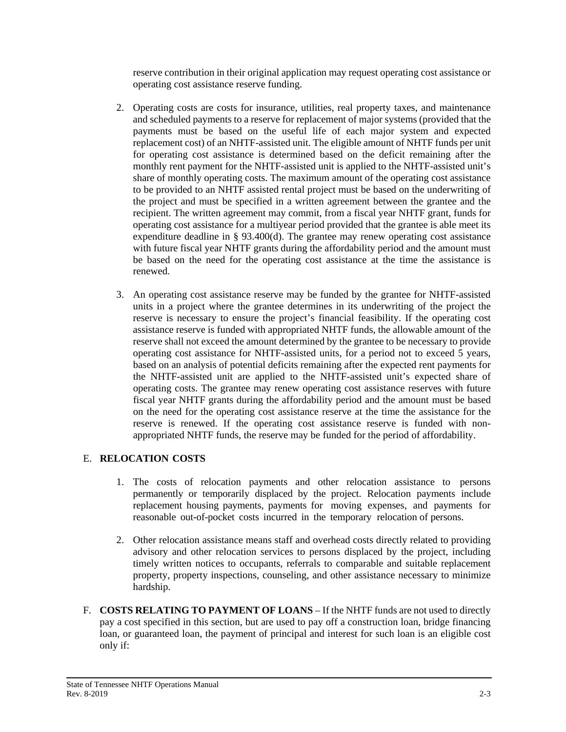reserve contribution in their original application may request operating cost assistance or operating cost assistance reserve funding.

2. Operating costs are costs for insurance, utilities, real property taxes, and maintenance and scheduled payments to a reserve for replacement of major systems (provided that the payments must be based on the useful life of each major system and expected replacement cost) of an NHTF-assisted unit. The eligible amount of NHTF funds per unit for operating cost assistance is determined based on the deficit remaining after the monthly rent payment for the NHTF-assisted unit is applied to the NHTF-assisted unit's share of monthly operating costs. The maximum amount of the operating cost assistance to be provided to an NHTF assisted rental project must be based on the underwriting of the project and must be specified in a written agreement between the grantee and the recipient. The written agreement may commit, from a fiscal year NHTF grant, funds for operating cost assistance for a multiyear period provided that the grantee is able meet its expenditure deadline in § 93.400(d). The grantee may renew operating cost assistance with future fiscal year NHTF grants during the affordability period and the amount must be based on the need for the operating cost assistance at the time the assistance is renewed.

3. An operating cost assistance reserve may be funded by the grantee for NHTF-assisted units in a project where the grantee determines in its underwriting of the project the reserve is necessary to ensure the project's financial feasibility. If the operating cost assistance reserve is funded with appropriated NHTF funds, the allowable amount of the reserve shall not exceed the amount determined by the grantee to be necessary to provide operating cost assistance for NHTF-assisted units, for a period not to exceed 5 years, based on an analysis of potential deficits remaining after the expected rent payments for the NHTF-assisted unit are applied to the NHTF-assisted unit's expected share of operating costs. The grantee may renew operating cost assistance reserves with future fiscal year NHTF grants during the affordability period and the amount must be based on the need for the operating cost assistance reserve at the time the assistance for the reserve is renewed. If the operating cost assistance reserve is funded with non-appropriated NHTF funds, the reserve may be funded for the period of affordability.

E. **RELOCATION COSTS**

1. The costs of relocation payments and other relocation assistance to persons permanently or temporarily displaced by the project. Relocation payments include replacement housing payments, payments for moving expenses, and payments for reasonable out-of-pocket costs incurred in the temporary relocation of persons.

2. Other relocation assistance means staff and overhead costs directly related to providing advisory and other relocation services to persons displaced by the project, including timely written notices to occupants, referrals to comparable and suitable replacement property, property inspections, counseling, and other assistance necessary to minimize hardship.

F. **COSTS RELATING TO PAYMENT OF LOANS** – If the NHTF funds are not used to directly pay a cost specified in this section, but are used to pay off a construction loan, bridge financing loan, or guaranteed loan, the payment of principal and interest for such loan is an eligible cost only if: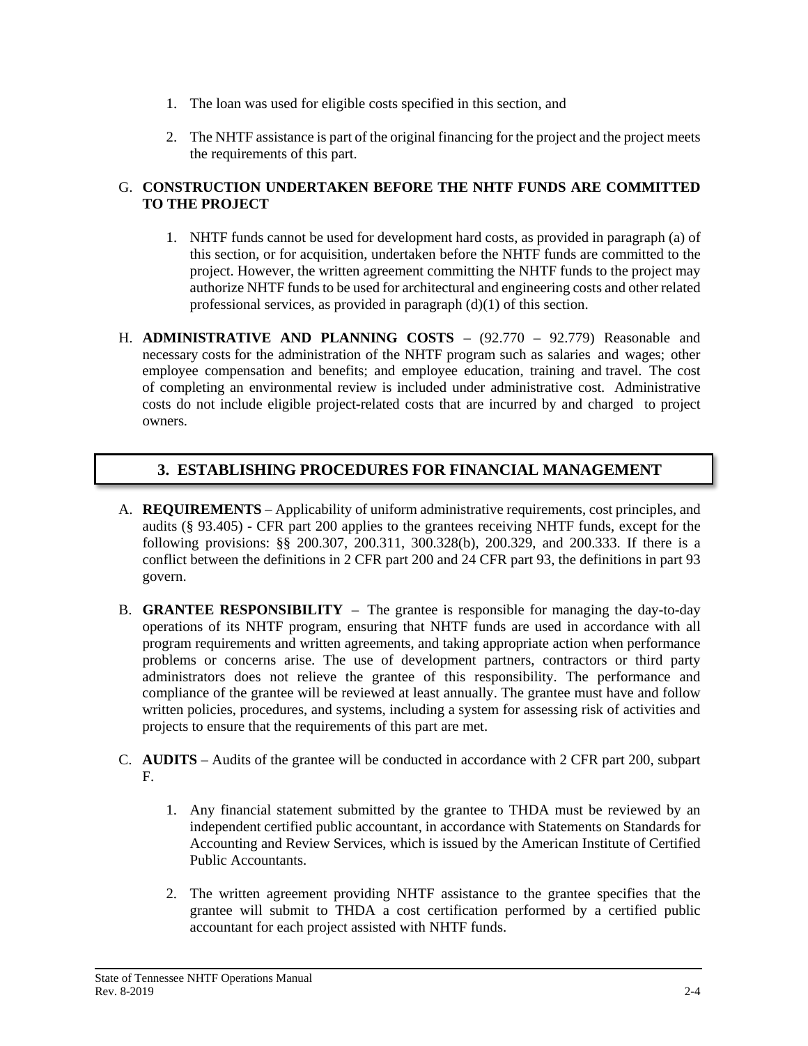1. The loan was used for eligible costs specified in this section, and

2. The NHTF assistance is part of the original financing for the project and the project meets the requirements of this part.

G. **CONSTRUCTION UNDERTAKEN BEFORE THE NHTF FUNDS ARE COMMITTED TO THE PROJECT**

1. NHTF funds cannot be used for development hard costs, as provided in paragraph (a) of this section, or for acquisition, undertaken before the NHTF funds are committed to the project. However, the written agreement committing the NHTF funds to the project may authorize NHTF funds to be used for architectural and engineering costs and other related professional services, as provided in paragraph (d)(1) of this section.

H. **ADMINISTRATIVE AND PLANNING COSTS** – (92.770 – 92.779) Reasonable and necessary costs for the administration of the NHTF program such as salaries and wages; other employee compensation and benefits; and employee education, training and travel. The cost of completing an environmental review is included under administrative cost. Administrative costs do not include eligible project-related costs that are incurred by and charged to project owners.

## 3. ESTABLISHING PROCEDURES FOR FINANCIAL MANAGEMENT

A. **REQUIREMENTS** – Applicability of uniform administrative requirements, cost principles, and audits (§ 93.405) - CFR part 200 applies to the grantees receiving NHTF funds, except for the following provisions: §§ 200.307, 200.311, 300.328(b), 200.329, and 200.333. If there is a conflict between the definitions in 2 CFR part 200 and 24 CFR part 93, the definitions in part 93 govern.

B. **GRANTEE RESPONSIBILITY** – The grantee is responsible for managing the day-to-day operations of its NHTF program, ensuring that NHTF funds are used in accordance with all program requirements and written agreements, and taking appropriate action when performance problems or concerns arise. The use of development partners, contractors or third party administrators does not relieve the grantee of this responsibility. The performance and compliance of the grantee will be reviewed at least annually. The grantee must have and follow written policies, procedures, and systems, including a system for assessing risk of activities and projects to ensure that the requirements of this part are met.

C. **AUDITS** – Audits of the grantee will be conducted in accordance with 2 CFR part 200, subpart F.

1. Any financial statement submitted by the grantee to THDA must be reviewed by an independent certified public accountant, in accordance with Statements on Standards for Accounting and Review Services, which is issued by the American Institute of Certified Public Accountants.

2. The written agreement providing NHTF assistance to the grantee specifies that the grantee will submit to THDA a cost certification performed by a certified public accountant for each project assisted with NHTF funds.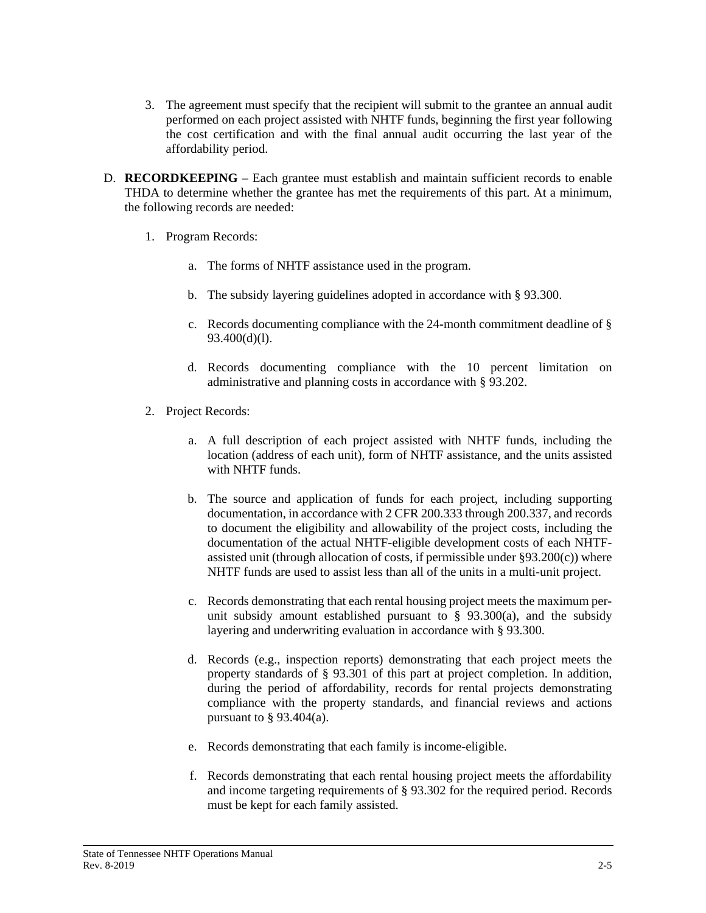3. The agreement must specify that the recipient will submit to the grantee an annual audit performed on each project assisted with NHTF funds, beginning the first year following the cost certification and with the final annual audit occurring the last year of the affordability period.

D. **RECORDKEEPING** – Each grantee must establish and maintain sufficient records to enable THDA to determine whether the grantee has met the requirements of this part. At a minimum, the following records are needed:

   1. Program Records:

      a. The forms of NHTF assistance used in the program.

      b. The subsidy layering guidelines adopted in accordance with § 93.300.

      c. Records documenting compliance with the 24-month commitment deadline of § 93.400(d)(l).

      d. Records documenting compliance with the 10 percent limitation on administrative and planning costs in accordance with § 93.202.

   2. Project Records:

      a. A full description of each project assisted with NHTF funds, including the location (address of each unit), form of NHTF assistance, and the units assisted with NHTF funds.

      b. The source and application of funds for each project, including supporting documentation, in accordance with 2 CFR 200.333 through 200.337, and records to document the eligibility and allowability of the project costs, including the documentation of the actual NHTF-eligible development costs of each NHTF-assisted unit (through allocation of costs, if permissible under §93.200(c)) where NHTF funds are used to assist less than all of the units in a multi-unit project.

      c. Records demonstrating that each rental housing project meets the maximum per-unit subsidy amount established pursuant to § 93.300(a), and the subsidy layering and underwriting evaluation in accordance with § 93.300.

      d. Records (e.g., inspection reports) demonstrating that each project meets the property standards of § 93.301 of this part at project completion. In addition, during the period of affordability, records for rental projects demonstrating compliance with the property standards, and financial reviews and actions pursuant to § 93.404(a).

      e. Records demonstrating that each family is income-eligible.

      f. Records demonstrating that each rental housing project meets the affordability and income targeting requirements of § 93.302 for the required period. Records must be kept for each family assisted.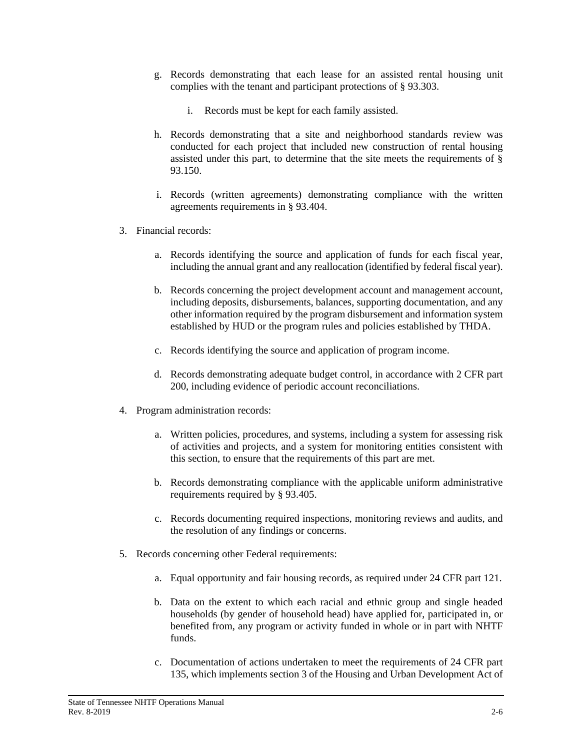g. Records demonstrating that each lease for an assisted rental housing unit complies with the tenant and participant protections of § 93.303.

   i. Records must be kept for each family assisted.

h. Records demonstrating that a site and neighborhood standards review was conducted for each project that included new construction of rental housing assisted under this part, to determine that the site meets the requirements of § 93.150.

i. Records (written agreements) demonstrating compliance with the written agreements requirements in § 93.404.

3. Financial records:

   a. Records identifying the source and application of funds for each fiscal year, including the annual grant and any reallocation (identified by federal fiscal year).

   b. Records concerning the project development account and management account, including deposits, disbursements, balances, supporting documentation, and any other information required by the program disbursement and information system established by HUD or the program rules and policies established by THDA.

   c. Records identifying the source and application of program income.

   d. Records demonstrating adequate budget control, in accordance with 2 CFR part 200, including evidence of periodic account reconciliations.

4. Program administration records:

   a. Written policies, procedures, and systems, including a system for assessing risk of activities and projects, and a system for monitoring entities consistent with this section, to ensure that the requirements of this part are met.

   b. Records demonstrating compliance with the applicable uniform administrative requirements required by § 93.405.

   c. Records documenting required inspections, monitoring reviews and audits, and the resolution of any findings or concerns.

5. Records concerning other Federal requirements:

   a. Equal opportunity and fair housing records, as required under 24 CFR part 121.

   b. Data on the extent to which each racial and ethnic group and single headed households (by gender of household head) have applied for, participated in, or benefited from, any program or activity funded in whole or in part with NHTF funds.

   c. Documentation of actions undertaken to meet the requirements of 24 CFR part 135, which implements section 3 of the Housing and Urban Development Act of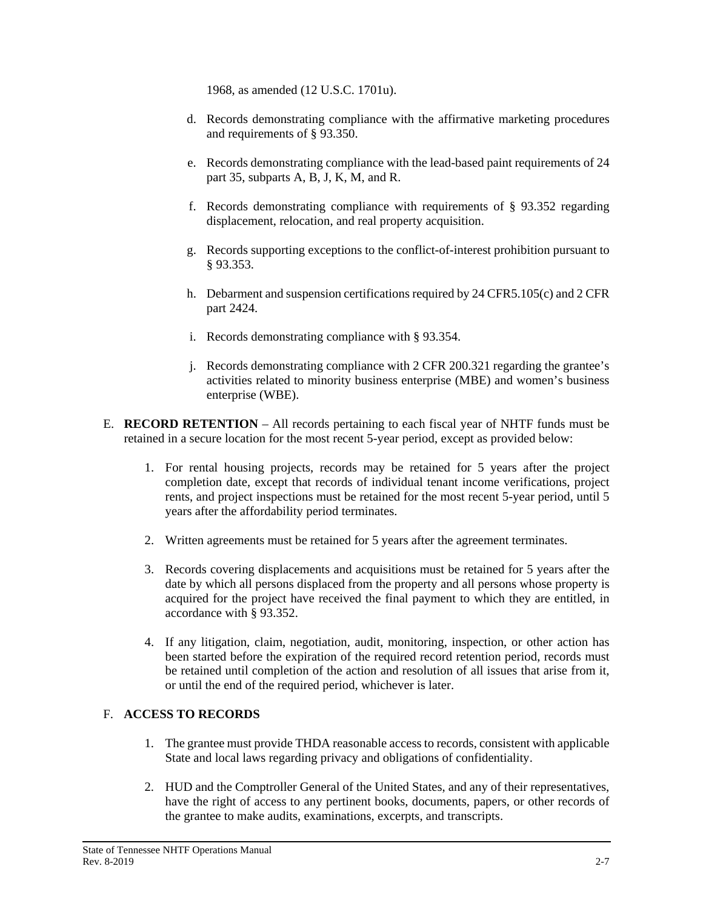1968, as amended (12 U.S.C. 1701u).

d. Records demonstrating compliance with the affirmative marketing procedures and requirements of § 93.350.

e. Records demonstrating compliance with the lead-based paint requirements of 24 part 35, subparts A, B, J, K, M, and R.

f. Records demonstrating compliance with requirements of § 93.352 regarding displacement, relocation, and real property acquisition.

g. Records supporting exceptions to the conflict-of-interest prohibition pursuant to § 93.353.

h. Debarment and suspension certifications required by 24 CFR5.105(c) and 2 CFR part 2424.

i. Records demonstrating compliance with § 93.354.

j. Records demonstrating compliance with 2 CFR 200.321 regarding the grantee's activities related to minority business enterprise (MBE) and women's business enterprise (WBE).

E. **RECORD RETENTION** – All records pertaining to each fiscal year of NHTF funds must be retained in a secure location for the most recent 5-year period, except as provided below:

1. For rental housing projects, records may be retained for 5 years after the project completion date, except that records of individual tenant income verifications, project rents, and project inspections must be retained for the most recent 5-year period, until 5 years after the affordability period terminates.

2. Written agreements must be retained for 5 years after the agreement terminates.

3. Records covering displacements and acquisitions must be retained for 5 years after the date by which all persons displaced from the property and all persons whose property is acquired for the project have received the final payment to which they are entitled, in accordance with § 93.352.

4. If any litigation, claim, negotiation, audit, monitoring, inspection, or other action has been started before the expiration of the required record retention period, records must be retained until completion of the action and resolution of all issues that arise from it, or until the end of the required period, whichever is later.

F. **ACCESS TO RECORDS**

1. The grantee must provide THDA reasonable access to records, consistent with applicable State and local laws regarding privacy and obligations of confidentiality.

2. HUD and the Comptroller General of the United States, and any of their representatives, have the right of access to any pertinent books, documents, papers, or other records of the grantee to make audits, examinations, excerpts, and transcripts.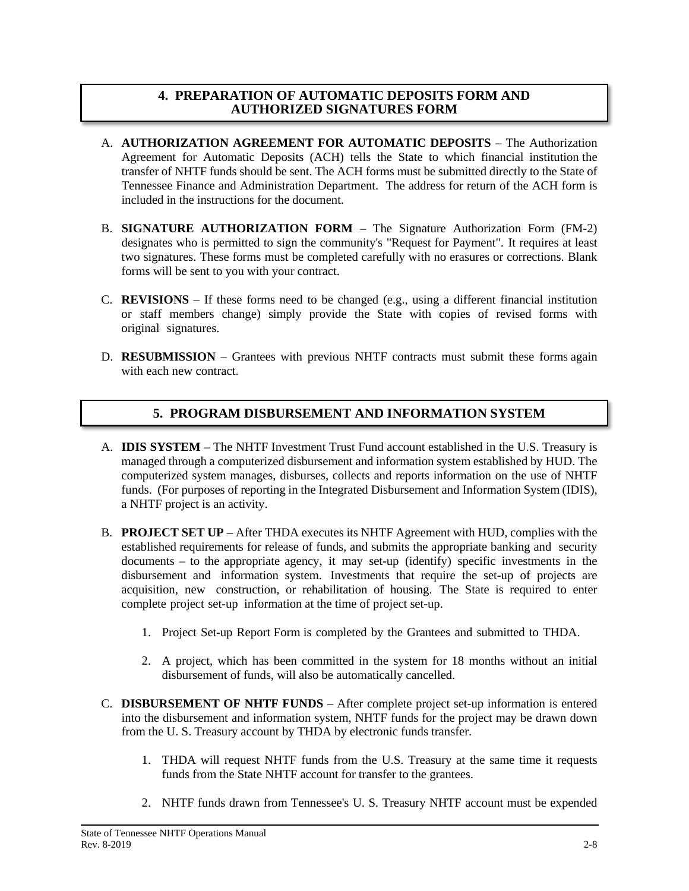## 4. PREPARATION OF AUTOMATIC DEPOSITS FORM AND AUTHORIZED SIGNATURES FORM

A. **AUTHORIZATION AGREEMENT FOR AUTOMATIC DEPOSITS** – The Authorization Agreement for Automatic Deposits (ACH) tells the State to which financial institution the transfer of NHTF funds should be sent. The ACH forms must be submitted directly to the State of Tennessee Finance and Administration Department. The address for return of the ACH form is included in the instructions for the document.

B. **SIGNATURE AUTHORIZATION FORM** – The Signature Authorization Form (FM-2) designates who is permitted to sign the community's "Request for Payment". It requires at least two signatures. These forms must be completed carefully with no erasures or corrections. Blank forms will be sent to you with your contract.

C. **REVISIONS** – If these forms need to be changed (e.g., using a different financial institution or staff members change) simply provide the State with copies of revised forms with original signatures.

D. **RESUBMISSION** – Grantees with previous NHTF contracts must submit these forms again with each new contract.

## 5. PROGRAM DISBURSEMENT AND INFORMATION SYSTEM

A. **IDIS SYSTEM** – The NHTF Investment Trust Fund account established in the U.S. Treasury is managed through a computerized disbursement and information system established by HUD. The computerized system manages, disburses, collects and reports information on the use of NHTF funds. (For purposes of reporting in the Integrated Disbursement and Information System (IDIS), a NHTF project is an activity.

B. **PROJECT SET UP** – After THDA executes its NHTF Agreement with HUD, complies with the established requirements for release of funds, and submits the appropriate banking and security documents – to the appropriate agency, it may set-up (identify) specific investments in the disbursement and information system. Investments that require the set-up of projects are acquisition, new construction, or rehabilitation of housing. The State is required to enter complete project set-up information at the time of project set-up.

   1. Project Set-up Report Form is completed by the Grantees and submitted to THDA.

   2. A project, which has been committed in the system for 18 months without an initial disbursement of funds, will also be automatically cancelled.

C. **DISBURSEMENT OF NHTF FUNDS** – After complete project set-up information is entered into the disbursement and information system, NHTF funds for the project may be drawn down from the U. S. Treasury account by THDA by electronic funds transfer.

   1. THDA will request NHTF funds from the U.S. Treasury at the same time it requests funds from the State NHTF account for transfer to the grantees.

   2. NHTF funds drawn from Tennessee's U. S. Treasury NHTF account must be expended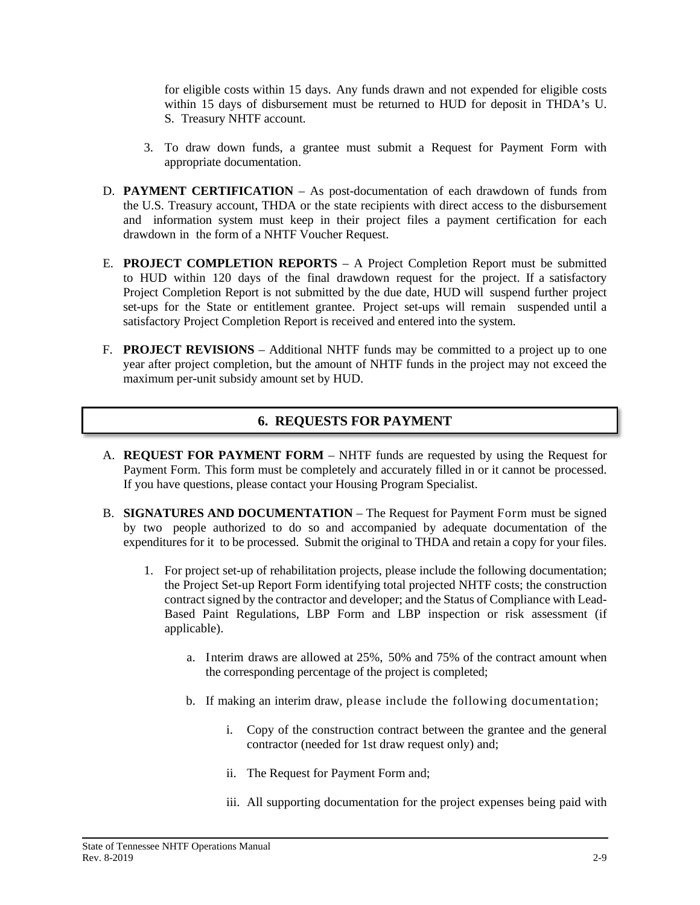for eligible costs within 15 days. Any funds drawn and not expended for eligible costs within 15 days of disbursement must be returned to HUD for deposit in THDA's U. S. Treasury NHTF account.

3. To draw down funds, a grantee must submit a Request for Payment Form with appropriate documentation.

D. **PAYMENT CERTIFICATION** – As post-documentation of each drawdown of funds from the U.S. Treasury account, THDA or the state recipients with direct access to the disbursement and information system must keep in their project files a payment certification for each drawdown in the form of a NHTF Voucher Request.

E. **PROJECT COMPLETION REPORTS** – A Project Completion Report must be submitted to HUD within 120 days of the final drawdown request for the project. If a satisfactory Project Completion Report is not submitted by the due date, HUD will suspend further project set-ups for the State or entitlement grantee. Project set-ups will remain suspended until a satisfactory Project Completion Report is received and entered into the system.

F. **PROJECT REVISIONS** – Additional NHTF funds may be committed to a project up to one year after project completion, but the amount of NHTF funds in the project may not exceed the maximum per-unit subsidy amount set by HUD.

## 6. REQUESTS FOR PAYMENT

A. **REQUEST FOR PAYMENT FORM** – NHTF funds are requested by using the Request for Payment Form. This form must be completely and accurately filled in or it cannot be processed. If you have questions, please contact your Housing Program Specialist.

B. **SIGNATURES AND DOCUMENTATION** – The Request for Payment Form must be signed by two people authorized to do so and accompanied by adequate documentation of the expenditures for it to be processed. Submit the original to THDA and retain a copy for your files.

   1. For project set-up of rehabilitation projects, please include the following documentation; the Project Set-up Report Form identifying total projected NHTF costs; the construction contract signed by the contractor and developer; and the Status of Compliance with Lead-Based Paint Regulations, LBP Form and LBP inspection or risk assessment (if applicable).

      a. Interim draws are allowed at 25%, 50% and 75% of the contract amount when the corresponding percentage of the project is completed;

      b. If making an interim draw, please include the following documentation;

         i. Copy of the construction contract between the grantee and the general contractor (needed for 1st draw request only) and;

         ii. The Request for Payment Form and;

         iii. All supporting documentation for the project expenses being paid with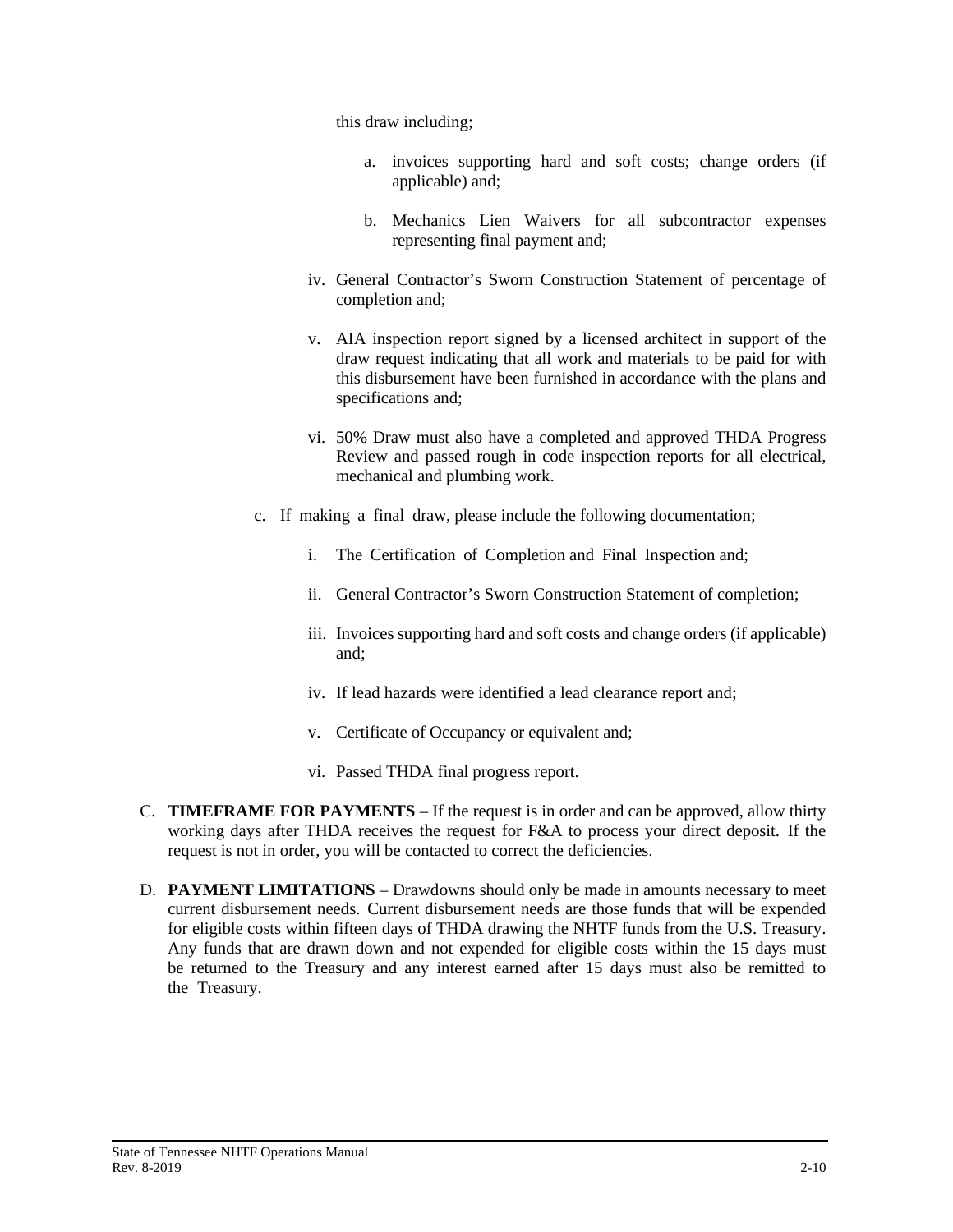this draw including;

a. invoices supporting hard and soft costs; change orders (if applicable) and;

b. Mechanics Lien Waivers for all subcontractor expenses representing final payment and;

iv. General Contractor's Sworn Construction Statement of percentage of completion and;

v. AIA inspection report signed by a licensed architect in support of the draw request indicating that all work and materials to be paid for with this disbursement have been furnished in accordance with the plans and specifications and;

vi. 50% Draw must also have a completed and approved THDA Progress Review and passed rough in code inspection reports for all electrical, mechanical and plumbing work.

c. If making a final draw, please include the following documentation;

i. The Certification of Completion and Final Inspection and;

ii. General Contractor's Sworn Construction Statement of completion;

iii. Invoices supporting hard and soft costs and change orders (if applicable) and;

iv. If lead hazards were identified a lead clearance report and;

v. Certificate of Occupancy or equivalent and;

vi. Passed THDA final progress report.

C. **TIMEFRAME FOR PAYMENTS** – If the request is in order and can be approved, allow thirty working days after THDA receives the request for F&A to process your direct deposit. If the request is not in order, you will be contacted to correct the deficiencies.

D. **PAYMENT LIMITATIONS** – Drawdowns should only be made in amounts necessary to meet current disbursement needs. Current disbursement needs are those funds that will be expended for eligible costs within fifteen days of THDA drawing the NHTF funds from the U.S. Treasury. Any funds that are drawn down and not expended for eligible costs within the 15 days must be returned to the Treasury and any interest earned after 15 days must also be remitted to the Treasury.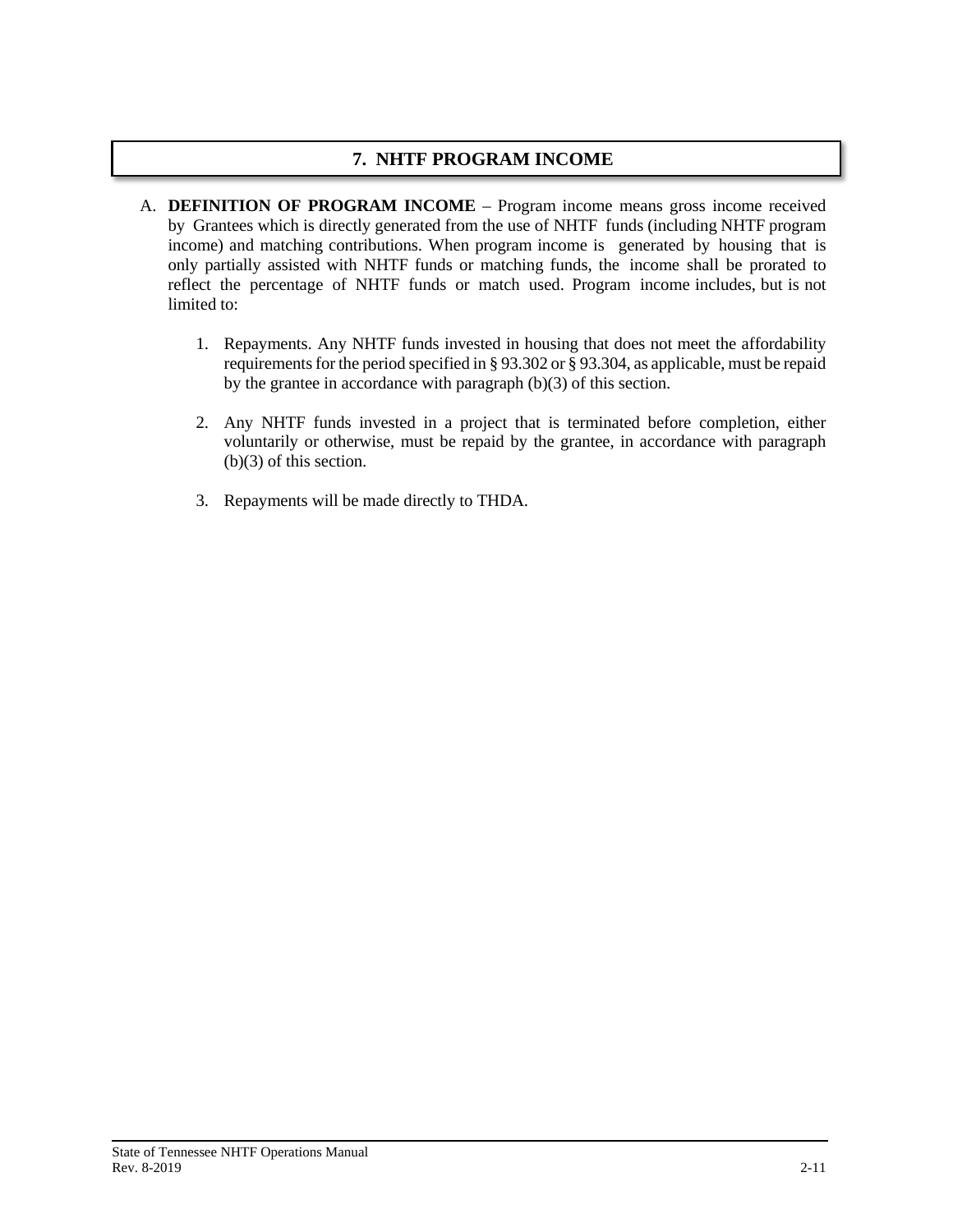## 7. NHTF PROGRAM INCOME

A. **DEFINITION OF PROGRAM INCOME** – Program income means gross income received by Grantees which is directly generated from the use of NHTF funds (including NHTF program income) and matching contributions. When program income is generated by housing that is only partially assisted with NHTF funds or matching funds, the income shall be prorated to reflect the percentage of NHTF funds or match used. Program income includes, but is not limited to:

1. Repayments. Any NHTF funds invested in housing that does not meet the affordability requirements for the period specified in § 93.302 or § 93.304, as applicable, must be repaid by the grantee in accordance with paragraph (b)(3) of this section.

2. Any NHTF funds invested in a project that is terminated before completion, either voluntarily or otherwise, must be repaid by the grantee, in accordance with paragraph (b)(3) of this section.

3. Repayments will be made directly to THDA.